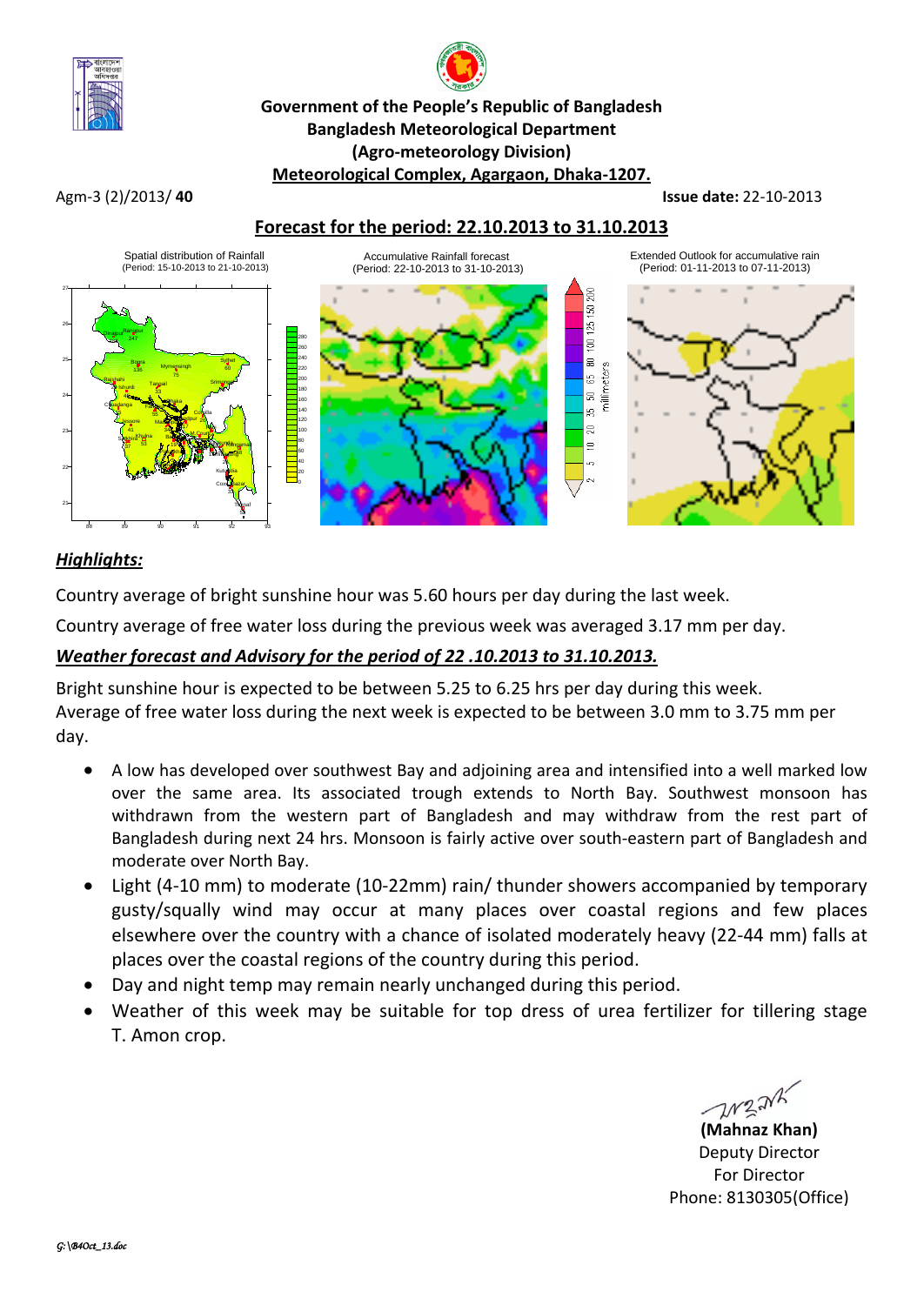**Government of the People's Republic of Bangladesh**
**Bangladesh Meteorological Department**
**(Agro-meteorology Division)**
**Meteorological Complex, Agargaon, Dhaka-1207.**

Agm-3 (2)/2013/ **40** **Issue date:** 22-10-2013

## Forecast for the period: 22.10.2013 to 31.10.2013

Spatial distribution of Rainfall (Period: 15-10-2013 to 21-10-2013)

Accumulative Rainfall forecast (Period: 22-10-2013 to 31-10-2013)

Extended Outlook for accumulative rain (Period: 01-11-2013 to 07-11-2013)

### *Highlights:*

Country average of bright sunshine hour was 5.60 hours per day during the last week.

Country average of free water loss during the previous week was averaged 3.17 mm per day.

### *Weather forecast and Advisory for the period of 22 .10.2013 to 31.10.2013.*

Bright sunshine hour is expected to be between 5.25 to 6.25 hrs per day during this week.
Average of free water loss during the next week is expected to be between 3.0 mm to 3.75 mm per day.

- A low has developed over southwest Bay and adjoining area and intensified into a well marked low over the same area. Its associated trough extends to North Bay. Southwest monsoon has withdrawn from the western part of Bangladesh and may withdraw from the rest part of Bangladesh during next 24 hrs. Monsoon is fairly active over south-eastern part of Bangladesh and moderate over North Bay.
- Light (4-10 mm) to moderate (10-22mm) rain/ thunder showers accompanied by temporary gusty/squally wind may occur at many places over coastal regions and few places elsewhere over the country with a chance of isolated moderately heavy (22-44 mm) falls at places over the coastal regions of the country during this period.
- Day and night temp may remain nearly unchanged during this period.
- Weather of this week may be suitable for top dress of urea fertilizer for tillering stage T. Amon crop.

**(Mahnaz Khan)**
Deputy Director
For Director
Phone: 8130305(Office)

*G:\B4Oct_13.doc*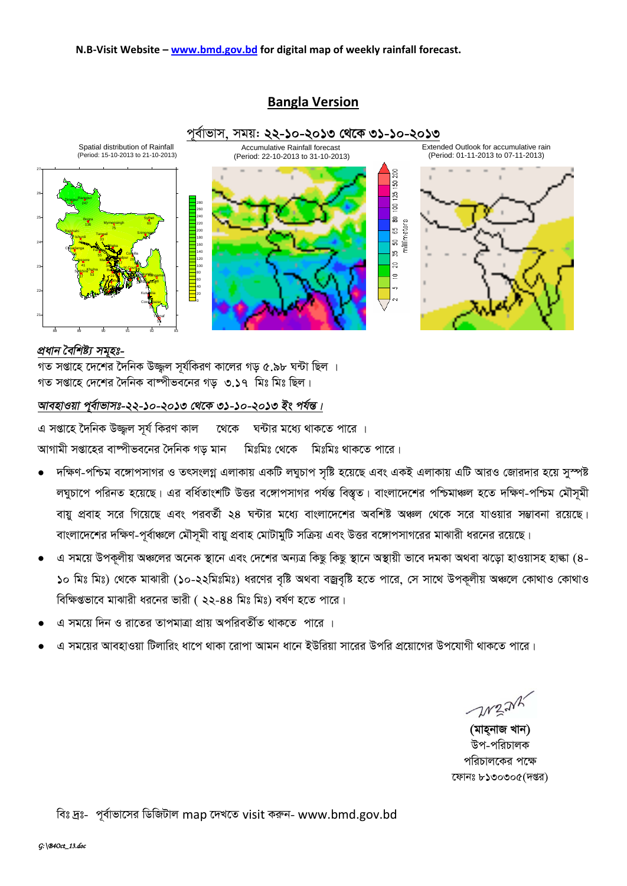**N.B-Visit Website – [www.bmd.gov.bd](http://www.bmd.gov.bd) for digital map of weekly rainfall forecast.**

## Bangla Version

পূর্বাভাস, সময়: ২২-১০-২০১৩ থেকে ৩১-১০-২০১৩

Spatial distribution of Rainfall (Period: 15-10-2013 to 21-10-2013)

Accumulative Rainfall forecast (Period: 22-10-2013 to 31-10-2013)

Extended Outlook for accumulative rain (Period: 01-11-2013 to 07-11-2013)

*প্রধান বৈশিষ্ট্য সমূহঃ-*

গত সপ্তাহে দেশের দৈনিক উজ্জ্বল সূর্যকিরণ কালের গড় ৫.৯৮ ঘন্টা ছিল ।

গত সপ্তাহে দেশের দৈনিক বাষ্পীভবনের গড় ৩.১৭ মিঃ মিঃ ছিল।

*আবহাওয়া পূর্বাভাসঃ-২২-১০-২০১৩ থেকে ৩১-১০-২০১৩ ইং পর্যন্ত।*

এ সপ্তাহে দৈনিক উজ্জ্বল সূর্য কিরণ কাল থেকে ঘন্টার মধ্যে থাকতে পারে ।

আগামী সপ্তাহের বাষ্পীভবনের দৈনিক গড় মান মিঃমিঃ থেকে মিঃমিঃ থাকতে পারে।

- দক্ষিণ-পশ্চিম বঙ্গোপসাগর ও তৎসংলগ্ন এলাকায় একটি লঘুচাপ সৃষ্টি হয়েছে এবং একই এলাকায় এটি আরও জোরদার হয়ে সুস্পষ্ট লঘুচাপে পরিনত হয়েছে। এর বর্ধিতাংশটি উত্তর বঙ্গোপসাগর পর্যন্ত বিস্তৃত। বাংলাদেশের পশ্চিমাঞ্চল হতে দক্ষিণ-পশ্চিম মৌসুমী বায়ু প্রবাহ সরে গিয়েছে এবং পরবর্তী ২৪ ঘন্টার মধ্যে বাংলাদেশের অবশিষ্ট অঞ্চল থেকে সরে যাওয়ার সম্ভাবনা রয়েছে। বাংলাদেশের দক্ষিণ-পূর্বাঞ্চলে মৌসূমী বায়ু প্রবাহ মোটামুটি সক্রিয় এবং উত্তর বঙ্গোপসাগরের মাঝারী ধরনের রয়েছে।
- এ সময়ে উপকূলীয় অঞ্চলের অনেক স্থানে এবং দেশের অন্যত্র কিছু কিছু স্থানে অস্থায়ী ভাবে দমকা অথবা ঝড়ো হাওয়াসহ হাল্কা (৪-১০ মিঃ মিঃ) থেকে মাঝারী (১০-২২মিঃমিঃ) ধরণের বৃষ্টি অথবা বজ্রবৃষ্টি হতে পারে, সে সাথে উপকূলীয় অঞ্চলে কোথাও কোথাও বিক্ষিপ্তভাবে মাঝারী ধরনের ভারী ( ২২-৪৪ মিঃ মিঃ) বর্ষণ হতে পারে।
- এ সময়ে দিন ও রাতের তাপমাত্রা প্রায় অপরিবর্তীত থাকতে পারে ।
- এ সময়ের আবহাওয়া টিলারিং ধাপে থাকা রোপা আমন ধানে ইউরিয়া সারের উপরি প্রয়োগের উপযোগী থাকতে পারে।

(মাহ্নাজ খান)
উপ-পরিচালক
পরিচালকের পক্ষে
ফোনঃ ৮১৩০৩০৫(দপ্তর)

বিঃ দ্রঃ- পূর্বাভাসের ডিজিটাল map দেখতে visit করুন- www.bmd.gov.bd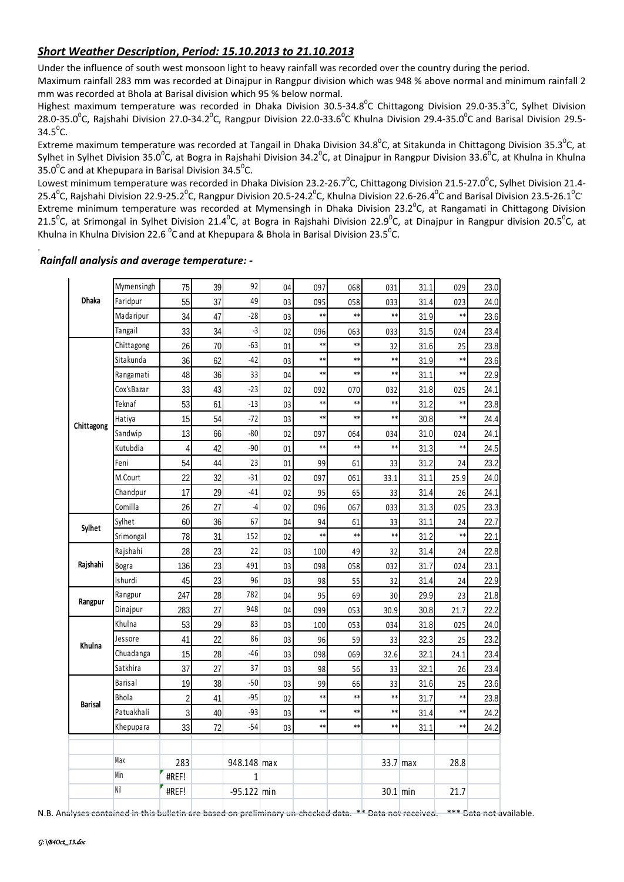## *Short Weather Description, Period: 15.10.2013 to 21.10.2013*

Under the influence of south west monsoon light to heavy rainfall was recorded over the country during the period.

Maximum rainfall 283 mm was recorded at Dinajpur in Rangpur division which was 948 % above normal and minimum rainfall 2 mm was recorded at Bhola at Barisal division which 95 % below normal.

Highest maximum temperature was recorded in Dhaka Division 30.5-34.8$^0$C Chittagong Division 29.0-35.3$^0$C, Sylhet Division 28.0-35.0$^0$C, Rajshahi Division 27.0-34.2$^0$C, Rangpur Division 22.0-33.6$^0$C Khulna Division 29.4-35.0$^0$C and Barisal Division 29.5-34.5$^0$C.

Extreme maximum temperature was recorded at Tangail in Dhaka Division 34.8$^0$C, at Sitakunda in Chittagong Division 35.3$^0$C, at Sylhet in Sylhet Division 35.0$^0$C, at Bogra in Rajshahi Division 34.2$^0$C, at Dinajpur in Rangpur Division 33.6$^0$C, at Khulna in Khulna 35.0$^0$C and at Khepupara in Barisal Division 34.5$^0$C.

Lowest minimum temperature was recorded in Dhaka Division 23.2-26.7$^0$C, Chittagong Division 21.5-27.0$^0$C, Sylhet Division 21.4-25.4$^0$C, Rajshahi Division 22.9-25.2$^0$C, Rangpur Division 20.5-24.2$^0$C, Khulna Division 22.6-26.4$^0$C and Barisal Division 23.5-26.1$^0$C.

Extreme minimum temperature was recorded at Mymensingh in Dhaka Division 23.2$^0$C, at Rangamati in Chittagong Division 21.5$^0$C, at Srimongal in Sylhet Division 21.4$^0$C, at Bogra in Rajshahi Division 22.9$^0$C, at Dinajpur in Rangpur division 20.5$^0$C, at Khulna in Khulna Division 22.6 $^0$C and at Khepupara & Bhola in Barisal Division 23.5$^0$C.

### *Rainfall analysis and average temperature: -*

| | | | | | | | | | | | |
|---|---|---|---|---|---|---|---|---|---|---|---|
| Dhaka | Mymensingh | 75 | 39 | 92 | 04 | 097 | 068 | 031 | 31.1 | 029 | 23.0 |
| | Faridpur | 55 | 37 | 49 | 03 | 095 | 058 | 033 | 31.4 | 023 | 24.0 |
| | Madaripur | 34 | 47 | -28 | 03 | ** | ** | ** | 31.9 | ** | 23.6 |
| | Tangail | 33 | 34 | -3 | 02 | 096 | 063 | 033 | 31.5 | 024 | 23.4 |
| Chittagong | Chittagong | 26 | 70 | -63 | 01 | ** | ** | 32 | 31.6 | 25 | 23.8 |
| | Sitakunda | 36 | 62 | -42 | 03 | ** | ** | ** | 31.9 | ** | 23.6 |
| | Rangamati | 48 | 36 | 33 | 04 | ** | ** | ** | 31.1 | ** | 22.9 |
| | Cox'sBazar | 33 | 43 | -23 | 02 | 092 | 070 | 032 | 31.8 | 025 | 24.1 |
| | Teknaf | 53 | 61 | -13 | 03 | ** | ** | ** | 31.2 | ** | 23.8 |
| | Hatiya | 15 | 54 | -72 | 03 | ** | ** | ** | 30.8 | ** | 24.4 |
| | Sandwip | 13 | 66 | -80 | 02 | 097 | 064 | 034 | 31.0 | 024 | 24.1 |
| | Kutubdia | 4 | 42 | -90 | 01 | ** | ** | ** | 31.3 | ** | 24.5 |
| | Feni | 54 | 44 | 23 | 01 | 99 | 61 | 33 | 31.2 | 24 | 23.2 |
| | M.Court | 22 | 32 | -31 | 02 | 097 | 061 | 33.1 | 31.1 | 25.9 | 24.0 |
| | Chandpur | 17 | 29 | -41 | 02 | 95 | 65 | 33 | 31.4 | 26 | 24.1 |
| | Comilla | 26 | 27 | -4 | 02 | 096 | 067 | 033 | 31.3 | 025 | 23.3 |
| Sylhet | Sylhet | 60 | 36 | 67 | 04 | 94 | 61 | 33 | 31.1 | 24 | 22.7 |
| | Srimongal | 78 | 31 | 152 | 02 | ** | ** | ** | 31.2 | ** | 22.1 |
| Rajshahi | Rajshahi | 28 | 23 | 22 | 03 | 100 | 49 | 32 | 31.4 | 24 | 22.8 |
| | Bogra | 136 | 23 | 491 | 03 | 098 | 058 | 032 | 31.7 | 024 | 23.1 |
| | Ishurdi | 45 | 23 | 96 | 03 | 98 | 55 | 32 | 31.4 | 24 | 22.9 |
| Rangpur | Rangpur | 247 | 28 | 782 | 04 | 95 | 69 | 30 | 29.9 | 23 | 21.8 |
| | Dinajpur | 283 | 27 | 948 | 04 | 099 | 053 | 30.9 | 30.8 | 21.7 | 22.2 |
| Khulna | Khulna | 53 | 29 | 83 | 03 | 100 | 053 | 034 | 31.8 | 025 | 24.0 |
| | Jessore | 41 | 22 | 86 | 03 | 96 | 59 | 33 | 32.3 | 25 | 23.2 |
| | Chuadanga | 15 | 28 | -46 | 03 | 098 | 069 | 32.6 | 32.1 | 24.1 | 23.4 |
| | Satkhira | 37 | 27 | 37 | 03 | 98 | 56 | 33 | 32.1 | 26 | 23.4 |
| Barisal | Barisal | 19 | 38 | -50 | 03 | 99 | 66 | 33 | 31.6 | 25 | 23.6 |
| | Bhola | 2 | 41 | -95 | 02 | ** | ** | ** | 31.7 | ** | 23.8 |
| | Patuakhali | 3 | 40 | -93 | 03 | ** | ** | ** | 31.4 | ** | 24.2 |
| | Khepupara | 33 | 72 | -54 | 03 | ** | ** | ** | 31.1 | ** | 24.2 |
| | | | | | | | | | | | |
| | Max | 283 | | 948.148 | max | | | 33.7 | max | 28.8 | |
| | Min | #REF! | | 1 | | | | | | | |
| | Nil | #REF! | | -95.122 | min | | | 30.1 | min | 21.7 | |

N.B. Analyses contained in this bulletin are based on preliminary un-checked data. ** Data not received. *** Data not available.

G:\B4Oct_13.doc